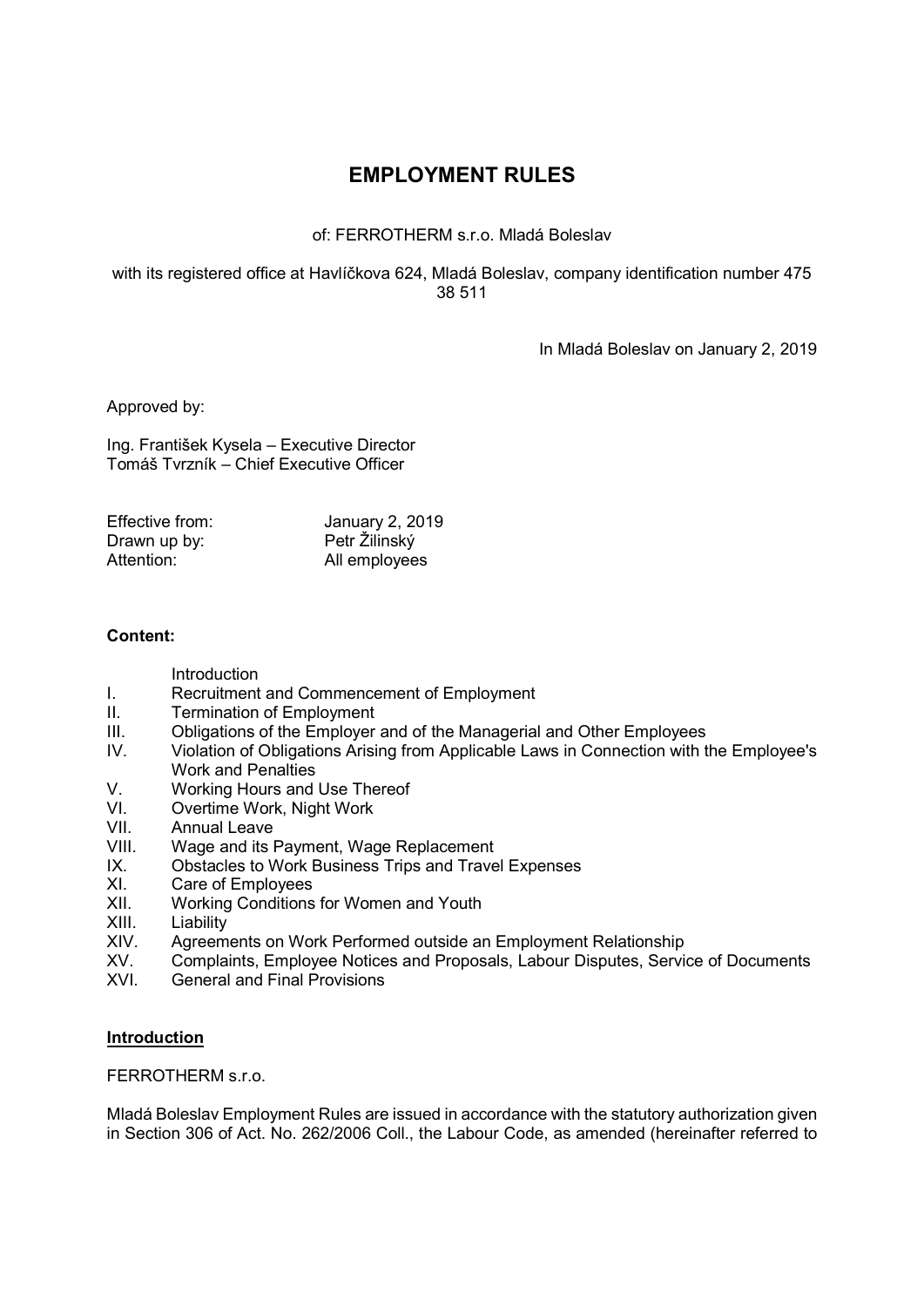# EMPLOYMENT RULES

of: FERROTHERM s.r.o. Mladá Boleslav

with its registered office at Havlíčkova 624, Mladá Boleslav, company identification number 475 38 511

In Mladá Boleslav on January 2, 2019

Approved by:

Ing. František Kysela – Executive Director
Tomáš Tvrzník – Chief Executive Officer

Effective from: January 2, 2019
Drawn up by: Petr Žilinský
Attention: All employees

**Content:**

- Introduction
- I. Recruitment and Commencement of Employment
- II. Termination of Employment
- III. Obligations of the Employer and of the Managerial and Other Employees
- IV. Violation of Obligations Arising from Applicable Laws in Connection with the Employee's Work and Penalties
- V. Working Hours and Use Thereof
- VI. Overtime Work, Night Work
- VII. Annual Leave
- VIII. Wage and its Payment, Wage Replacement
- IX. Obstacles to Work Business Trips and Travel Expenses
- XI. Care of Employees
- XII. Working Conditions for Women and Youth
- XIII. Liability
- XIV. Agreements on Work Performed outside an Employment Relationship
- XV. Complaints, Employee Notices and Proposals, Labour Disputes, Service of Documents
- XVI. General and Final Provisions

## Introduction

FERROTHERM s.r.o.

Mladá Boleslav Employment Rules are issued in accordance with the statutory authorization given in Section 306 of Act. No. 262/2006 Coll., the Labour Code, as amended (hereinafter referred to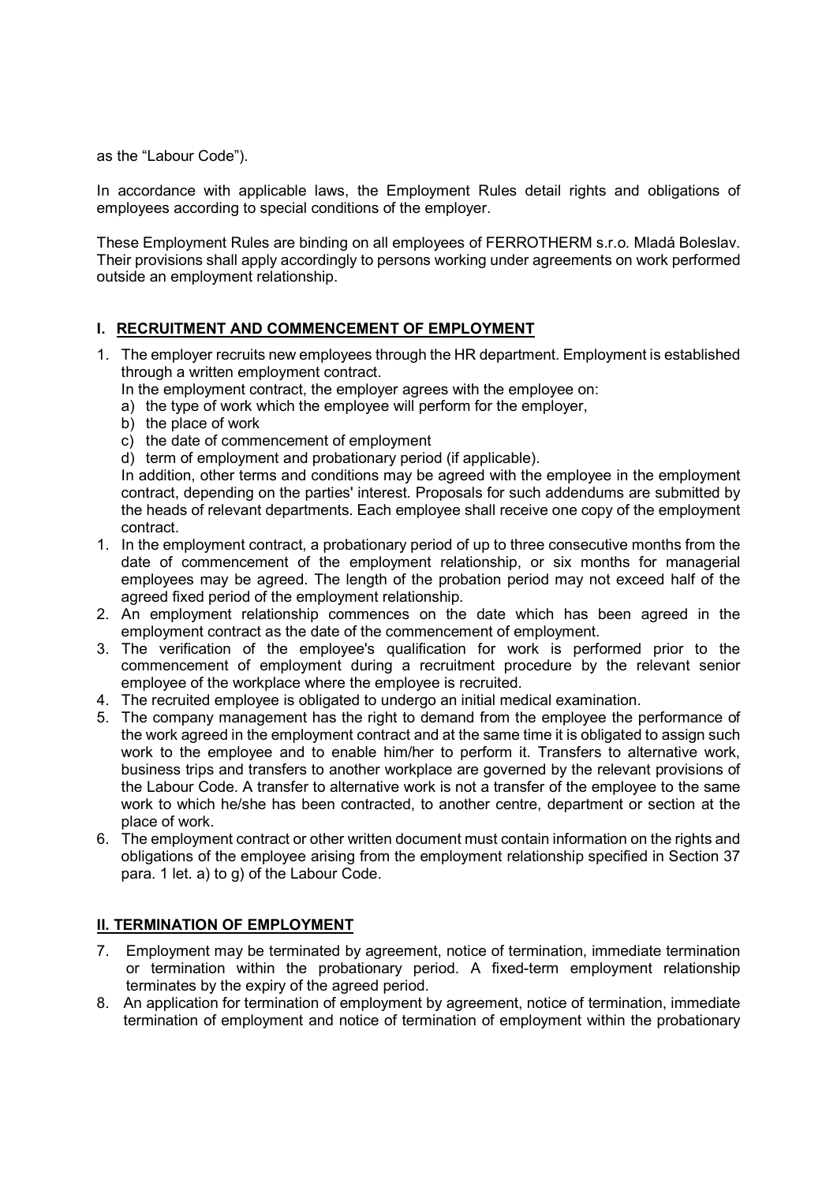as the “Labour Code”).

In accordance with applicable laws, the Employment Rules detail rights and obligations of employees according to special conditions of the employer.

These Employment Rules are binding on all employees of FERROTHERM s.r.o. Mladá Boleslav. Their provisions shall apply accordingly to persons working under agreements on work performed outside an employment relationship.

## I. RECRUITMENT AND COMMENCEMENT OF EMPLOYMENT

1. The employer recruits new employees through the HR department. Employment is established through a written employment contract.
   In the employment contract, the employer agrees with the employee on:
   a) the type of work which the employee will perform for the employer,
   b) the place of work
   c) the date of commencement of employment
   d) term of employment and probationary period (if applicable).
   In addition, other terms and conditions may be agreed with the employee in the employment contract, depending on the parties' interest. Proposals for such addendums are submitted by the heads of relevant departments. Each employee shall receive one copy of the employment contract.
1. In the employment contract, a probationary period of up to three consecutive months from the date of commencement of the employment relationship, or six months for managerial employees may be agreed. The length of the probation period may not exceed half of the agreed fixed period of the employment relationship.
2. An employment relationship commences on the date which has been agreed in the employment contract as the date of the commencement of employment.
3. The verification of the employee's qualification for work is performed prior to the commencement of employment during a recruitment procedure by the relevant senior employee of the workplace where the employee is recruited.
4. The recruited employee is obligated to undergo an initial medical examination.
5. The company management has the right to demand from the employee the performance of the work agreed in the employment contract and at the same time it is obligated to assign such work to the employee and to enable him/her to perform it. Transfers to alternative work, business trips and transfers to another workplace are governed by the relevant provisions of the Labour Code. A transfer to alternative work is not a transfer of the employee to the same work to which he/she has been contracted, to another centre, department or section at the place of work.
6. The employment contract or other written document must contain information on the rights and obligations of the employee arising from the employment relationship specified in Section 37 para. 1 let. a) to g) of the Labour Code.

## II. TERMINATION OF EMPLOYMENT

7. Employment may be terminated by agreement, notice of termination, immediate termination or termination within the probationary period. A fixed-term employment relationship terminates by the expiry of the agreed period.
8. An application for termination of employment by agreement, notice of termination, immediate termination of employment and notice of termination of employment within the probationary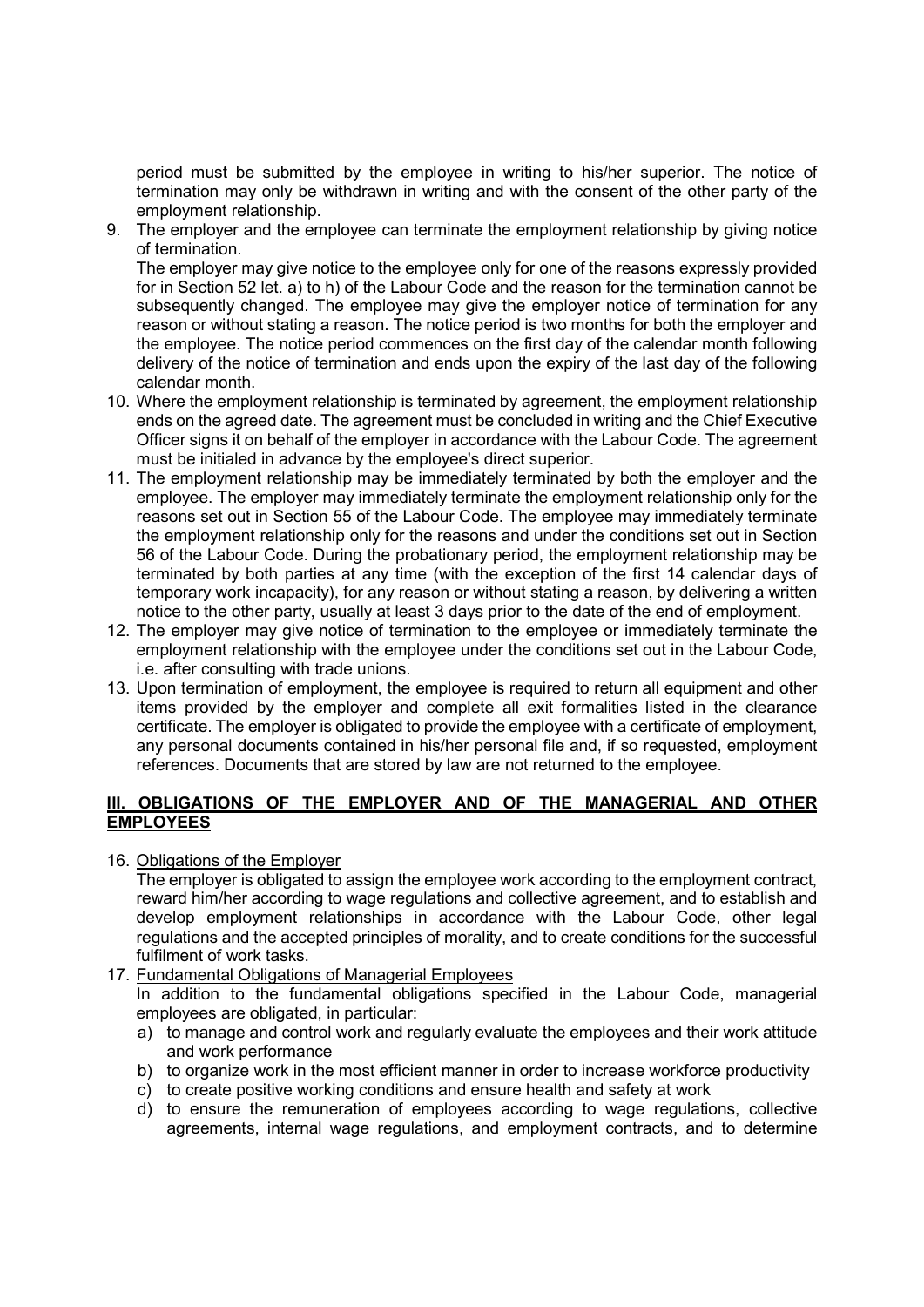period must be submitted by the employee in writing to his/her superior. The notice of termination may only be withdrawn in writing and with the consent of the other party of the employment relationship.

9. The employer and the employee can terminate the employment relationship by giving notice of termination.
   The employer may give notice to the employee only for one of the reasons expressly provided for in Section 52 let. a) to h) of the Labour Code and the reason for the termination cannot be subsequently changed. The employee may give the employer notice of termination for any reason or without stating a reason. The notice period is two months for both the employer and the employee. The notice period commences on the first day of the calendar month following delivery of the notice of termination and ends upon the expiry of the last day of the following calendar month.
10. Where the employment relationship is terminated by agreement, the employment relationship ends on the agreed date. The agreement must be concluded in writing and the Chief Executive Officer signs it on behalf of the employer in accordance with the Labour Code. The agreement must be initialed in advance by the employee's direct superior.
11. The employment relationship may be immediately terminated by both the employer and the employee. The employer may immediately terminate the employment relationship only for the reasons set out in Section 55 of the Labour Code. The employee may immediately terminate the employment relationship only for the reasons and under the conditions set out in Section 56 of the Labour Code. During the probationary period, the employment relationship may be terminated by both parties at any time (with the exception of the first 14 calendar days of temporary work incapacity), for any reason or without stating a reason, by delivering a written notice to the other party, usually at least 3 days prior to the date of the end of employment.
12. The employer may give notice of termination to the employee or immediately terminate the employment relationship with the employee under the conditions set out in the Labour Code, i.e. after consulting with trade unions.
13. Upon termination of employment, the employee is required to return all equipment and other items provided by the employer and complete all exit formalities listed in the clearance certificate. The employer is obligated to provide the employee with a certificate of employment, any personal documents contained in his/her personal file and, if so requested, employment references. Documents that are stored by law are not returned to the employee.

## III. OBLIGATIONS OF THE EMPLOYER AND OF THE MANAGERIAL AND OTHER EMPLOYEES

16. Obligations of the Employer
    The employer is obligated to assign the employee work according to the employment contract, reward him/her according to wage regulations and collective agreement, and to establish and develop employment relationships in accordance with the Labour Code, other legal regulations and the accepted principles of morality, and to create conditions for the successful fulfilment of work tasks.
17. Fundamental Obligations of Managerial Employees
    In addition to the fundamental obligations specified in the Labour Code, managerial employees are obligated, in particular:
    a) to manage and control work and regularly evaluate the employees and their work attitude and work performance
    b) to organize work in the most efficient manner in order to increase workforce productivity
    c) to create positive working conditions and ensure health and safety at work
    d) to ensure the remuneration of employees according to wage regulations, collective agreements, internal wage regulations, and employment contracts, and to determine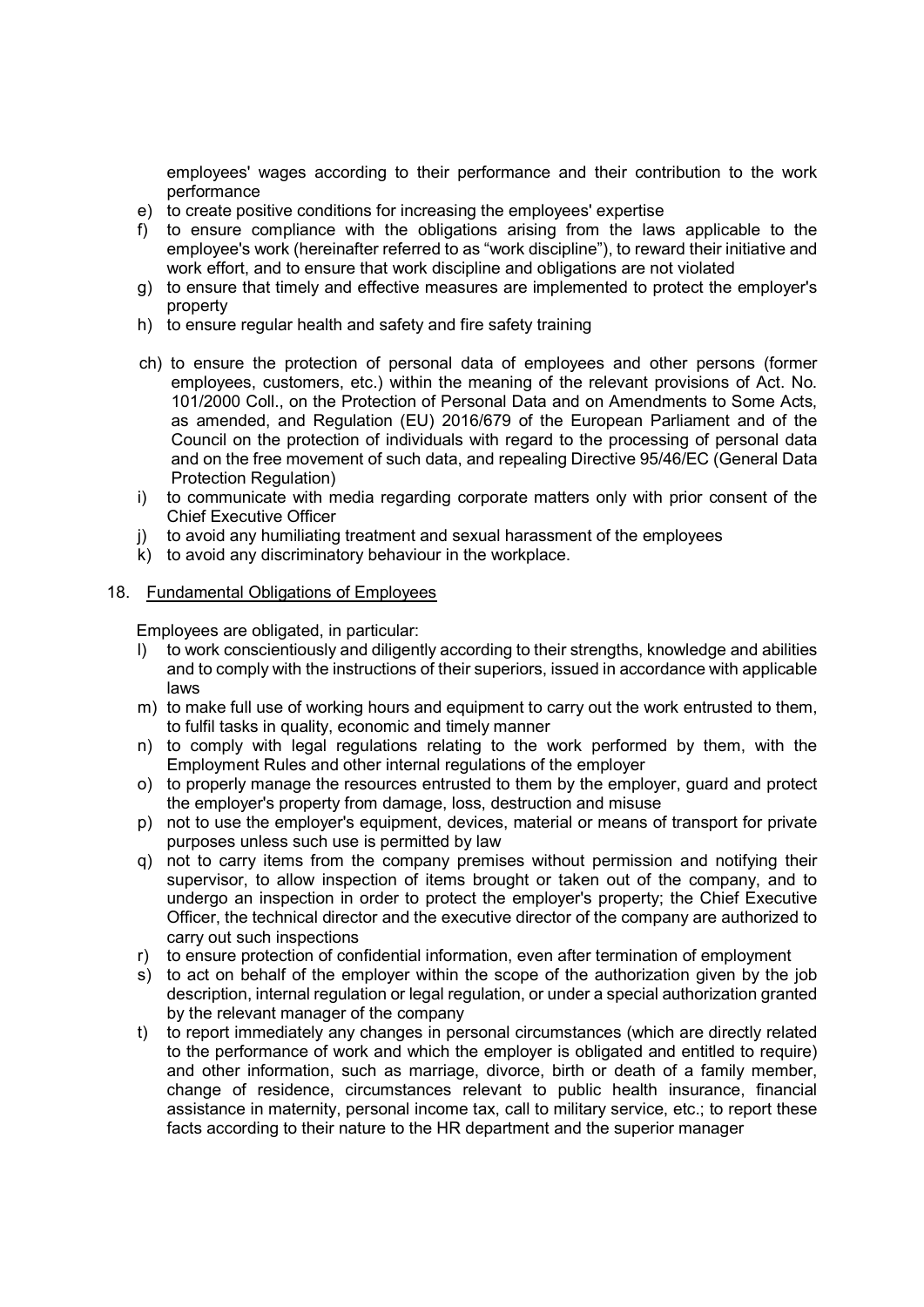employees' wages according to their performance and their contribution to the work performance

e) to create positive conditions for increasing the employees' expertise
f) to ensure compliance with the obligations arising from the laws applicable to the employee's work (hereinafter referred to as "work discipline"), to reward their initiative and work effort, and to ensure that work discipline and obligations are not violated
g) to ensure that timely and effective measures are implemented to protect the employer's property
h) to ensure regular health and safety and fire safety training
ch) to ensure the protection of personal data of employees and other persons (former employees, customers, etc.) within the meaning of the relevant provisions of Act. No. 101/2000 Coll., on the Protection of Personal Data and on Amendments to Some Acts, as amended, and Regulation (EU) 2016/679 of the European Parliament and of the Council on the protection of individuals with regard to the processing of personal data and on the free movement of such data, and repealing Directive 95/46/EC (General Data Protection Regulation)
i) to communicate with media regarding corporate matters only with prior consent of the Chief Executive Officer
j) to avoid any humiliating treatment and sexual harassment of the employees
k) to avoid any discriminatory behaviour in the workplace.

18. <u>Fundamental Obligations of Employees</u>

Employees are obligated, in particular:

l) to work conscientiously and diligently according to their strengths, knowledge and abilities and to comply with the instructions of their superiors, issued in accordance with applicable laws
m) to make full use of working hours and equipment to carry out the work entrusted to them, to fulfil tasks in quality, economic and timely manner
n) to comply with legal regulations relating to the work performed by them, with the Employment Rules and other internal regulations of the employer
o) to properly manage the resources entrusted to them by the employer, guard and protect the employer's property from damage, loss, destruction and misuse
p) not to use the employer's equipment, devices, material or means of transport for private purposes unless such use is permitted by law
q) not to carry items from the company premises without permission and notifying their supervisor, to allow inspection of items brought or taken out of the company, and to undergo an inspection in order to protect the employer's property; the Chief Executive Officer, the technical director and the executive director of the company are authorized to carry out such inspections
r) to ensure protection of confidential information, even after termination of employment
s) to act on behalf of the employer within the scope of the authorization given by the job description, internal regulation or legal regulation, or under a special authorization granted by the relevant manager of the company
t) to report immediately any changes in personal circumstances (which are directly related to the performance of work and which the employer is obligated and entitled to require) and other information, such as marriage, divorce, birth or death of a family member, change of residence, circumstances relevant to public health insurance, financial assistance in maternity, personal income tax, call to military service, etc.; to report these facts according to their nature to the HR department and the superior manager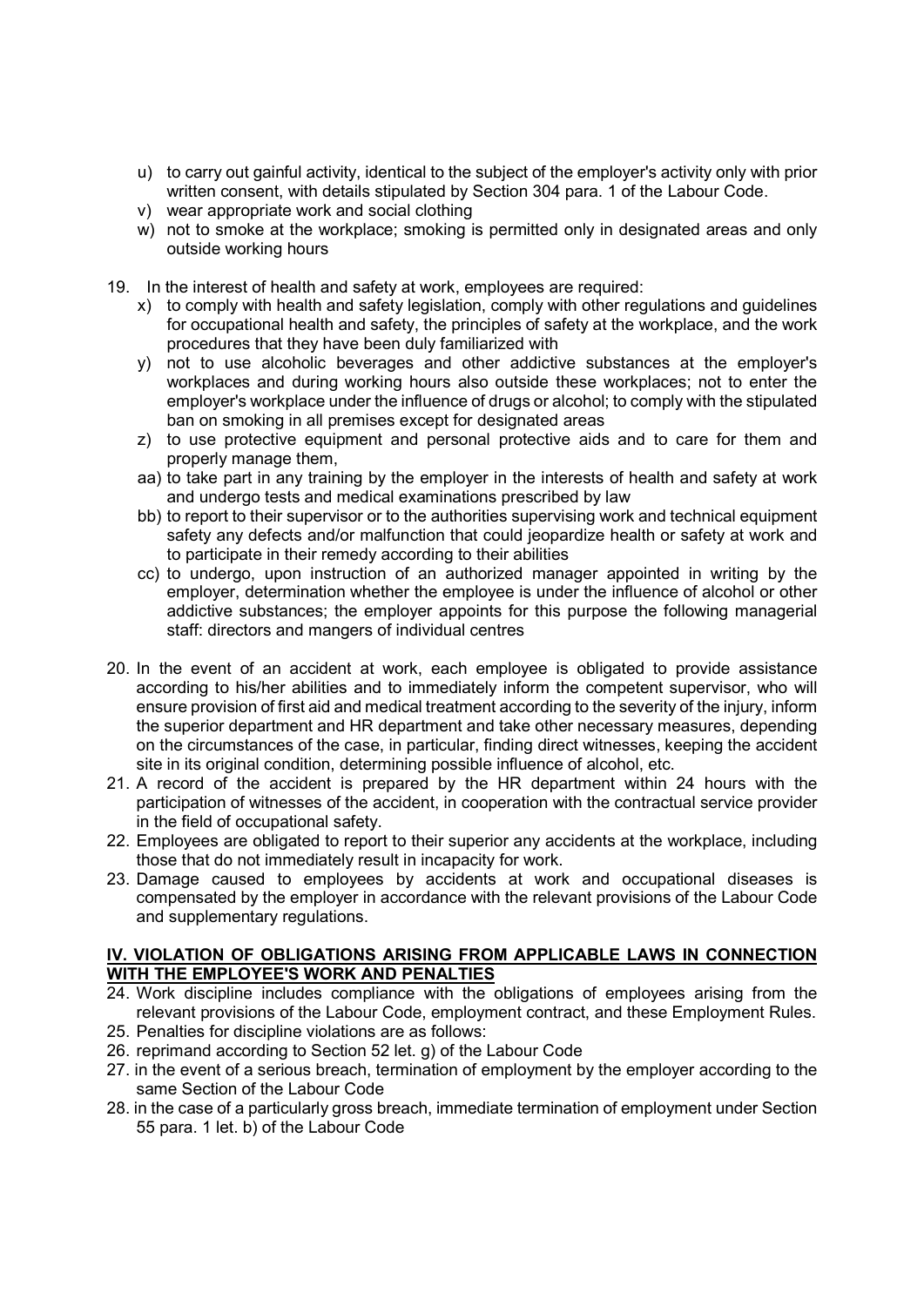u) to carry out gainful activity, identical to the subject of the employer's activity only with prior written consent, with details stipulated by Section 304 para. 1 of the Labour Code.
v) wear appropriate work and social clothing
w) not to smoke at the workplace; smoking is permitted only in designated areas and only outside working hours

19. In the interest of health and safety at work, employees are required:
    x) to comply with health and safety legislation, comply with other regulations and guidelines for occupational health and safety, the principles of safety at the workplace, and the work procedures that they have been duly familiarized with
    y) not to use alcoholic beverages and other addictive substances at the employer's workplaces and during working hours also outside these workplaces; not to enter the employer's workplace under the influence of drugs or alcohol; to comply with the stipulated ban on smoking in all premises except for designated areas
    z) to use protective equipment and personal protective aids and to care for them and properly manage them,
    aa) to take part in any training by the employer in the interests of health and safety at work and undergo tests and medical examinations prescribed by law
    bb) to report to their supervisor or to the authorities supervising work and technical equipment safety any defects and/or malfunction that could jeopardize health or safety at work and to participate in their remedy according to their abilities
    cc) to undergo, upon instruction of an authorized manager appointed in writing by the employer, determination whether the employee is under the influence of alcohol or other addictive substances; the employer appoints for this purpose the following managerial staff: directors and mangers of individual centres

20. In the event of an accident at work, each employee is obligated to provide assistance according to his/her abilities and to immediately inform the competent supervisor, who will ensure provision of first aid and medical treatment according to the severity of the injury, inform the superior department and HR department and take other necessary measures, depending on the circumstances of the case, in particular, finding direct witnesses, keeping the accident site in its original condition, determining possible influence of alcohol, etc.
21. A record of the accident is prepared by the HR department within 24 hours with the participation of witnesses of the accident, in cooperation with the contractual service provider in the field of occupational safety.
22. Employees are obligated to report to their superior any accidents at the workplace, including those that do not immediately result in incapacity for work.
23. Damage caused to employees by accidents at work and occupational diseases is compensated by the employer in accordance with the relevant provisions of the Labour Code and supplementary regulations.

## IV. VIOLATION OF OBLIGATIONS ARISING FROM APPLICABLE LAWS IN CONNECTION WITH THE EMPLOYEE'S WORK AND PENALTIES

24. Work discipline includes compliance with the obligations of employees arising from the relevant provisions of the Labour Code, employment contract, and these Employment Rules.
25. Penalties for discipline violations are as follows:
26. reprimand according to Section 52 let. g) of the Labour Code
27. in the event of a serious breach, termination of employment by the employer according to the same Section of the Labour Code
28. in the case of a particularly gross breach, immediate termination of employment under Section 55 para. 1 let. b) of the Labour Code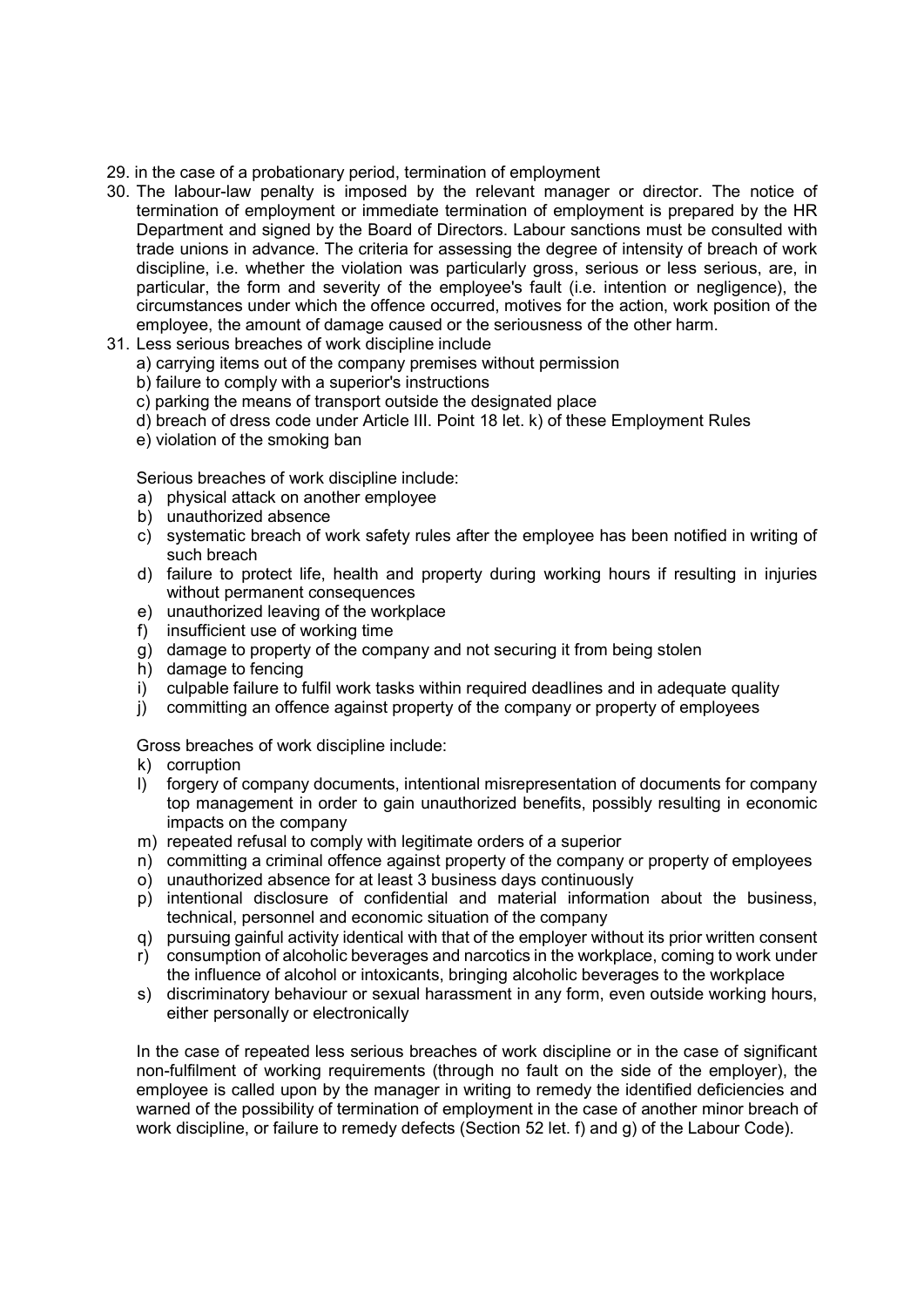29. in the case of a probationary period, termination of employment
30. The labour-law penalty is imposed by the relevant manager or director. The notice of termination of employment or immediate termination of employment is prepared by the HR Department and signed by the Board of Directors. Labour sanctions must be consulted with trade unions in advance. The criteria for assessing the degree of intensity of breach of work discipline, i.e. whether the violation was particularly gross, serious or less serious, are, in particular, the form and severity of the employee's fault (i.e. intention or negligence), the circumstances under which the offence occurred, motives for the action, work position of the employee, the amount of damage caused or the seriousness of the other harm.
31. Less serious breaches of work discipline include

    a) carrying items out of the company premises without permission
    b) failure to comply with a superior's instructions
    c) parking the means of transport outside the designated place
    d) breach of dress code under Article III. Point 18 let. k) of these Employment Rules
    e) violation of the smoking ban

    Serious breaches of work discipline include:

    a) physical attack on another employee
    b) unauthorized absence
    c) systematic breach of work safety rules after the employee has been notified in writing of such breach
    d) failure to protect life, health and property during working hours if resulting in injuries without permanent consequences
    e) unauthorized leaving of the workplace
    f) insufficient use of working time
    g) damage to property of the company and not securing it from being stolen
    h) damage to fencing
    i) culpable failure to fulfil work tasks within required deadlines and in adequate quality
    j) committing an offence against property of the company or property of employees

    Gross breaches of work discipline include:

    k) corruption
    l) forgery of company documents, intentional misrepresentation of documents for company top management in order to gain unauthorized benefits, possibly resulting in economic impacts on the company
    m) repeated refusal to comply with legitimate orders of a superior
    n) committing a criminal offence against property of the company or property of employees
    o) unauthorized absence for at least 3 business days continuously
    p) intentional disclosure of confidential and material information about the business, technical, personnel and economic situation of the company
    q) pursuing gainful activity identical with that of the employer without its prior written consent
    r) consumption of alcoholic beverages and narcotics in the workplace, coming to work under the influence of alcohol or intoxicants, bringing alcoholic beverages to the workplace
    s) discriminatory behaviour or sexual harassment in any form, even outside working hours, either personally or electronically

    In the case of repeated less serious breaches of work discipline or in the case of significant non-fulfilment of working requirements (through no fault on the side of the employer), the employee is called upon by the manager in writing to remedy the identified deficiencies and warned of the possibility of termination of employment in the case of another minor breach of work discipline, or failure to remedy defects (Section 52 let. f) and g) of the Labour Code).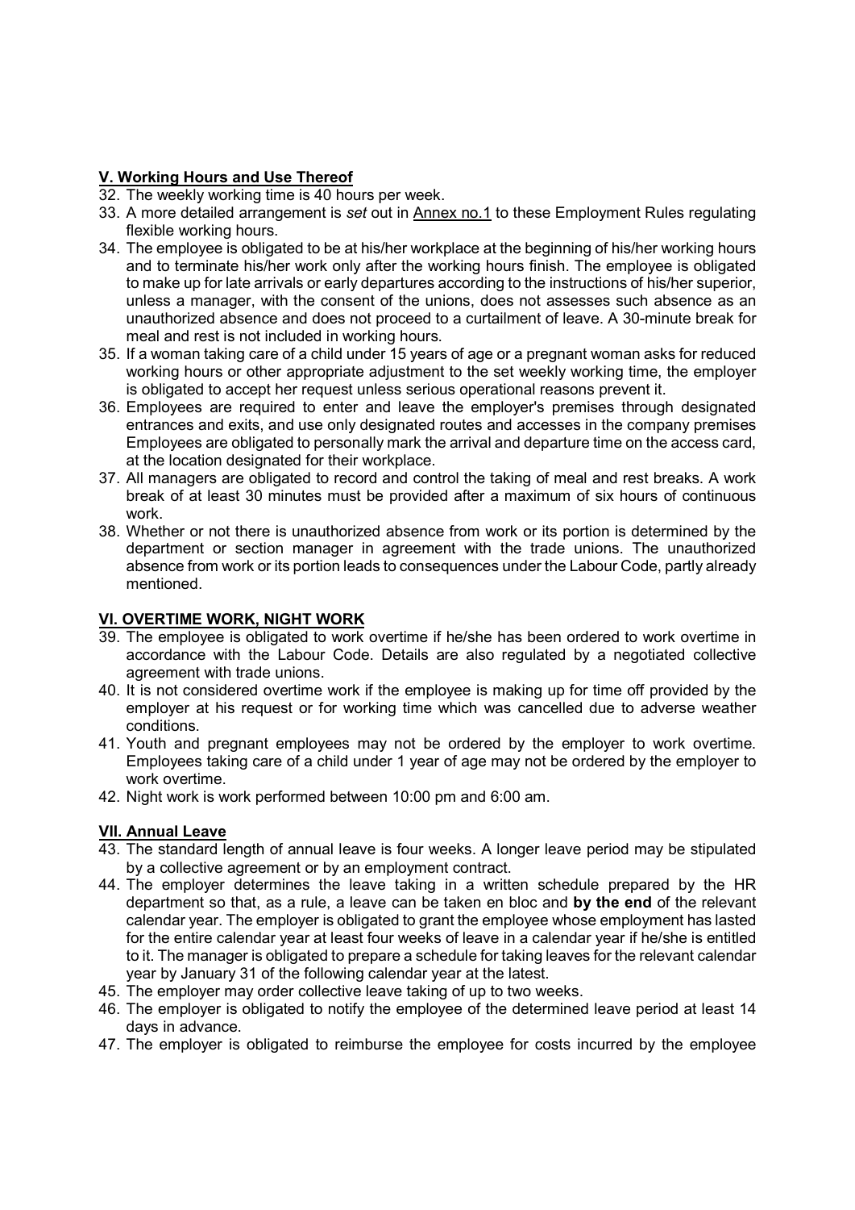## V. Working Hours and Use Thereof

32. The weekly working time is 40 hours per week.
33. A more detailed arrangement is *set* out in Annex no.1 to these Employment Rules regulating flexible working hours.
34. The employee is obligated to be at his/her workplace at the beginning of his/her working hours and to terminate his/her work only after the working hours finish. The employee is obligated to make up for late arrivals or early departures according to the instructions of his/her superior, unless a manager, with the consent of the unions, does not assesses such absence as an unauthorized absence and does not proceed to a curtailment of leave. A 30-minute break for meal and rest is not included in working hours.
35. If a woman taking care of a child under 15 years of age or a pregnant woman asks for reduced working hours or other appropriate adjustment to the set weekly working time, the employer is obligated to accept her request unless serious operational reasons prevent it.
36. Employees are required to enter and leave the employer's premises through designated entrances and exits, and use only designated routes and accesses in the company premises Employees are obligated to personally mark the arrival and departure time on the access card, at the location designated for their workplace.
37. All managers are obligated to record and control the taking of meal and rest breaks. A work break of at least 30 minutes must be provided after a maximum of six hours of continuous work.
38. Whether or not there is unauthorized absence from work or its portion is determined by the department or section manager in agreement with the trade unions. The unauthorized absence from work or its portion leads to consequences under the Labour Code, partly already mentioned.

## VI. OVERTIME WORK, NIGHT WORK

39. The employee is obligated to work overtime if he/she has been ordered to work overtime in accordance with the Labour Code. Details are also regulated by a negotiated collective agreement with trade unions.
40. It is not considered overtime work if the employee is making up for time off provided by the employer at his request or for working time which was cancelled due to adverse weather conditions.
41. Youth and pregnant employees may not be ordered by the employer to work overtime. Employees taking care of a child under 1 year of age may not be ordered by the employer to work overtime.
42. Night work is work performed between 10:00 pm and 6:00 am.

## VII. Annual Leave

43. The standard length of annual leave is four weeks. A longer leave period may be stipulated by a collective agreement or by an employment contract.
44. The employer determines the leave taking in a written schedule prepared by the HR department so that, as a rule, a leave can be taken en bloc and **by the end** of the relevant calendar year. The employer is obligated to grant the employee whose employment has lasted for the entire calendar year at least four weeks of leave in a calendar year if he/she is entitled to it. The manager is obligated to prepare a schedule for taking leaves for the relevant calendar year by January 31 of the following calendar year at the latest.
45. The employer may order collective leave taking of up to two weeks.
46. The employer is obligated to notify the employee of the determined leave period at least 14 days in advance.
47. The employer is obligated to reimburse the employee for costs incurred by the employee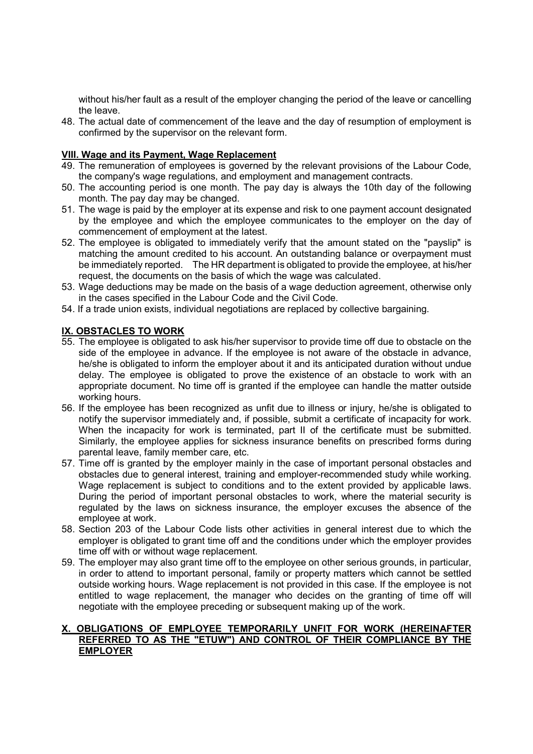without his/her fault as a result of the employer changing the period of the leave or cancelling the leave.

48. The actual date of commencement of the leave and the day of resumption of employment is confirmed by the supervisor on the relevant form.

## VIII. Wage and its Payment, Wage Replacement

49. The remuneration of employees is governed by the relevant provisions of the Labour Code, the company's wage regulations, and employment and management contracts.
50. The accounting period is one month. The pay day is always the 10th day of the following month. The pay day may be changed.
51. The wage is paid by the employer at its expense and risk to one payment account designated by the employee and which the employee communicates to the employer on the day of commencement of employment at the latest.
52. The employee is obligated to immediately verify that the amount stated on the "payslip" is matching the amount credited to his account. An outstanding balance or overpayment must be immediately reported. The HR department is obligated to provide the employee, at his/her request, the documents on the basis of which the wage was calculated.
53. Wage deductions may be made on the basis of a wage deduction agreement, otherwise only in the cases specified in the Labour Code and the Civil Code.
54. If a trade union exists, individual negotiations are replaced by collective bargaining.

## IX. OBSTACLES TO WORK

55. The employee is obligated to ask his/her supervisor to provide time off due to obstacle on the side of the employee in advance. If the employee is not aware of the obstacle in advance, he/she is obligated to inform the employer about it and its anticipated duration without undue delay. The employee is obligated to prove the existence of an obstacle to work with an appropriate document. No time off is granted if the employee can handle the matter outside working hours.
56. If the employee has been recognized as unfit due to illness or injury, he/she is obligated to notify the supervisor immediately and, if possible, submit a certificate of incapacity for work. When the incapacity for work is terminated, part II of the certificate must be submitted. Similarly, the employee applies for sickness insurance benefits on prescribed forms during parental leave, family member care, etc.
57. Time off is granted by the employer mainly in the case of important personal obstacles and obstacles due to general interest, training and employer-recommended study while working. Wage replacement is subject to conditions and to the extent provided by applicable laws. During the period of important personal obstacles to work, where the material security is regulated by the laws on sickness insurance, the employer excuses the absence of the employee at work.
58. Section 203 of the Labour Code lists other activities in general interest due to which the employer is obligated to grant time off and the conditions under which the employer provides time off with or without wage replacement.
59. The employer may also grant time off to the employee on other serious grounds, in particular, in order to attend to important personal, family or property matters which cannot be settled outside working hours. Wage replacement is not provided in this case. If the employee is not entitled to wage replacement, the manager who decides on the granting of time off will negotiate with the employee preceding or subsequent making up of the work.

## X. OBLIGATIONS OF EMPLOYEE TEMPORARILY UNFIT FOR WORK (HEREINAFTER REFERRED TO AS THE "ETUW") AND CONTROL OF THEIR COMPLIANCE BY THE EMPLOYER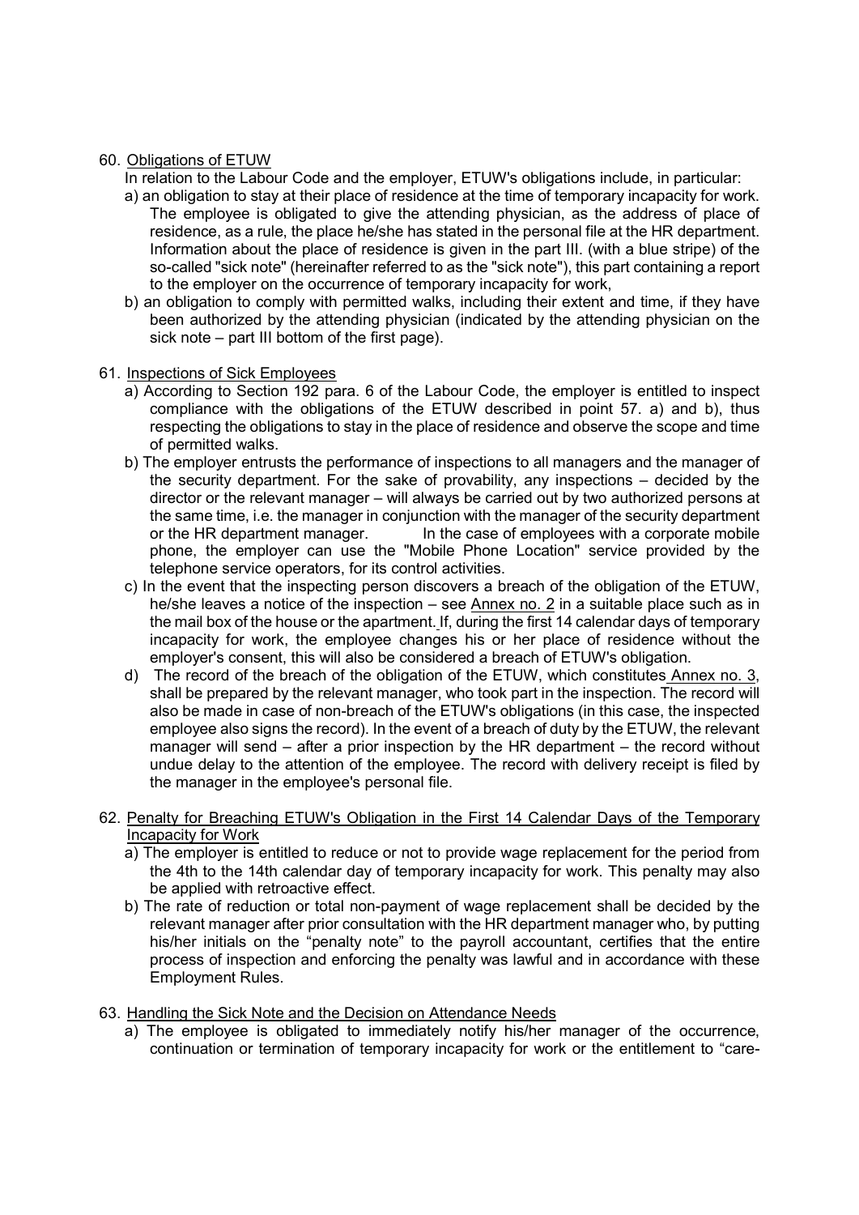60. Obligations of ETUW

    In relation to the Labour Code and the employer, ETUW's obligations include, in particular:

    a) an obligation to stay at their place of residence at the time of temporary incapacity for work. The employee is obligated to give the attending physician, as the address of place of residence, as a rule, the place he/she has stated in the personal file at the HR department. Information about the place of residence is given in the part III. (with a blue stripe) of the so-called "sick note" (hereinafter referred to as the "sick note"), this part containing a report to the employer on the occurrence of temporary incapacity for work,
    b) an obligation to comply with permitted walks, including their extent and time, if they have been authorized by the attending physician (indicated by the attending physician on the sick note – part III bottom of the first page).

61. Inspections of Sick Employees

    a) According to Section 192 para. 6 of the Labour Code, the employer is entitled to inspect compliance with the obligations of the ETUW described in point 57. a) and b), thus respecting the obligations to stay in the place of residence and observe the scope and time of permitted walks.
    b) The employer entrusts the performance of inspections to all managers and the manager of the security department. For the sake of provability, any inspections – decided by the director or the relevant manager – will always be carried out by two authorized persons at the same time, i.e. the manager in conjunction with the manager of the security department or the HR department manager. In the case of employees with a corporate mobile phone, the employer can use the "Mobile Phone Location" service provided by the telephone service operators, for its control activities.
    c) In the event that the inspecting person discovers a breach of the obligation of the ETUW, he/she leaves a notice of the inspection – see Annex no. 2 in a suitable place such as in the mail box of the house or the apartment. If, during the first 14 calendar days of temporary incapacity for work, the employee changes his or her place of residence without the employer's consent, this will also be considered a breach of ETUW's obligation.
    d) The record of the breach of the obligation of the ETUW, which constitutes Annex no. 3, shall be prepared by the relevant manager, who took part in the inspection. The record will also be made in case of non-breach of the ETUW's obligations (in this case, the inspected employee also signs the record). In the event of a breach of duty by the ETUW, the relevant manager will send – after a prior inspection by the HR department – the record without undue delay to the attention of the employee. The record with delivery receipt is filed by the manager in the employee's personal file.

62. Penalty for Breaching ETUW's Obligation in the First 14 Calendar Days of the Temporary Incapacity for Work

    a) The employer is entitled to reduce or not to provide wage replacement for the period from the 4th to the 14th calendar day of temporary incapacity for work. This penalty may also be applied with retroactive effect.
    b) The rate of reduction or total non-payment of wage replacement shall be decided by the relevant manager after prior consultation with the HR department manager who, by putting his/her initials on the "penalty note" to the payroll accountant, certifies that the entire process of inspection and enforcing the penalty was lawful and in accordance with these Employment Rules.

63. Handling the Sick Note and the Decision on Attendance Needs

    a) The employee is obligated to immediately notify his/her manager of the occurrence, continuation or termination of temporary incapacity for work or the entitlement to "care-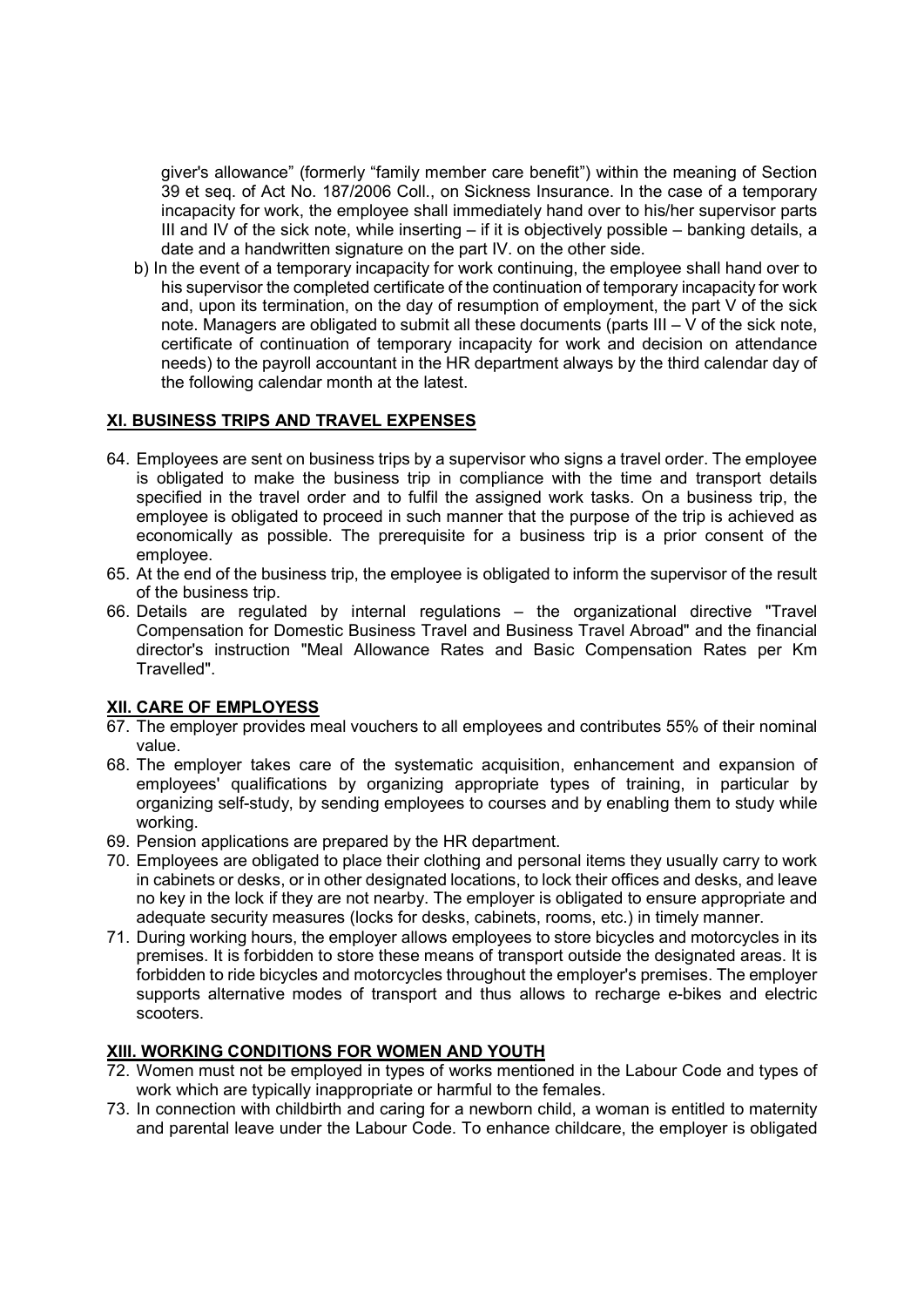giver's allowance" (formerly "family member care benefit") within the meaning of Section 39 et seq. of Act No. 187/2006 Coll., on Sickness Insurance. In the case of a temporary incapacity for work, the employee shall immediately hand over to his/her supervisor parts III and IV of the sick note, while inserting – if it is objectively possible – banking details, a date and a handwritten signature on the part IV. on the other side.

b) In the event of a temporary incapacity for work continuing, the employee shall hand over to his supervisor the completed certificate of the continuation of temporary incapacity for work and, upon its termination, on the day of resumption of employment, the part V of the sick note. Managers are obligated to submit all these documents (parts III – V of the sick note, certificate of continuation of temporary incapacity for work and decision on attendance needs) to the payroll accountant in the HR department always by the third calendar day of the following calendar month at the latest.

## XI. BUSINESS TRIPS AND TRAVEL EXPENSES

64. Employees are sent on business trips by a supervisor who signs a travel order. The employee is obligated to make the business trip in compliance with the time and transport details specified in the travel order and to fulfil the assigned work tasks. On a business trip, the employee is obligated to proceed in such manner that the purpose of the trip is achieved as economically as possible. The prerequisite for a business trip is a prior consent of the employee.
65. At the end of the business trip, the employee is obligated to inform the supervisor of the result of the business trip.
66. Details are regulated by internal regulations – the organizational directive "Travel Compensation for Domestic Business Travel and Business Travel Abroad" and the financial director's instruction "Meal Allowance Rates and Basic Compensation Rates per Km Travelled".

## XII. CARE OF EMPLOYESS

67. The employer provides meal vouchers to all employees and contributes 55% of their nominal value.
68. The employer takes care of the systematic acquisition, enhancement and expansion of employees' qualifications by organizing appropriate types of training, in particular by organizing self-study, by sending employees to courses and by enabling them to study while working.
69. Pension applications are prepared by the HR department.
70. Employees are obligated to place their clothing and personal items they usually carry to work in cabinets or desks, or in other designated locations, to lock their offices and desks, and leave no key in the lock if they are not nearby. The employer is obligated to ensure appropriate and adequate security measures (locks for desks, cabinets, rooms, etc.) in timely manner.
71. During working hours, the employer allows employees to store bicycles and motorcycles in its premises. It is forbidden to store these means of transport outside the designated areas. It is forbidden to ride bicycles and motorcycles throughout the employer's premises. The employer supports alternative modes of transport and thus allows to recharge e-bikes and electric scooters.

## XIII. WORKING CONDITIONS FOR WOMEN AND YOUTH

72. Women must not be employed in types of works mentioned in the Labour Code and types of work which are typically inappropriate or harmful to the females.
73. In connection with childbirth and caring for a newborn child, a woman is entitled to maternity and parental leave under the Labour Code. To enhance childcare, the employer is obligated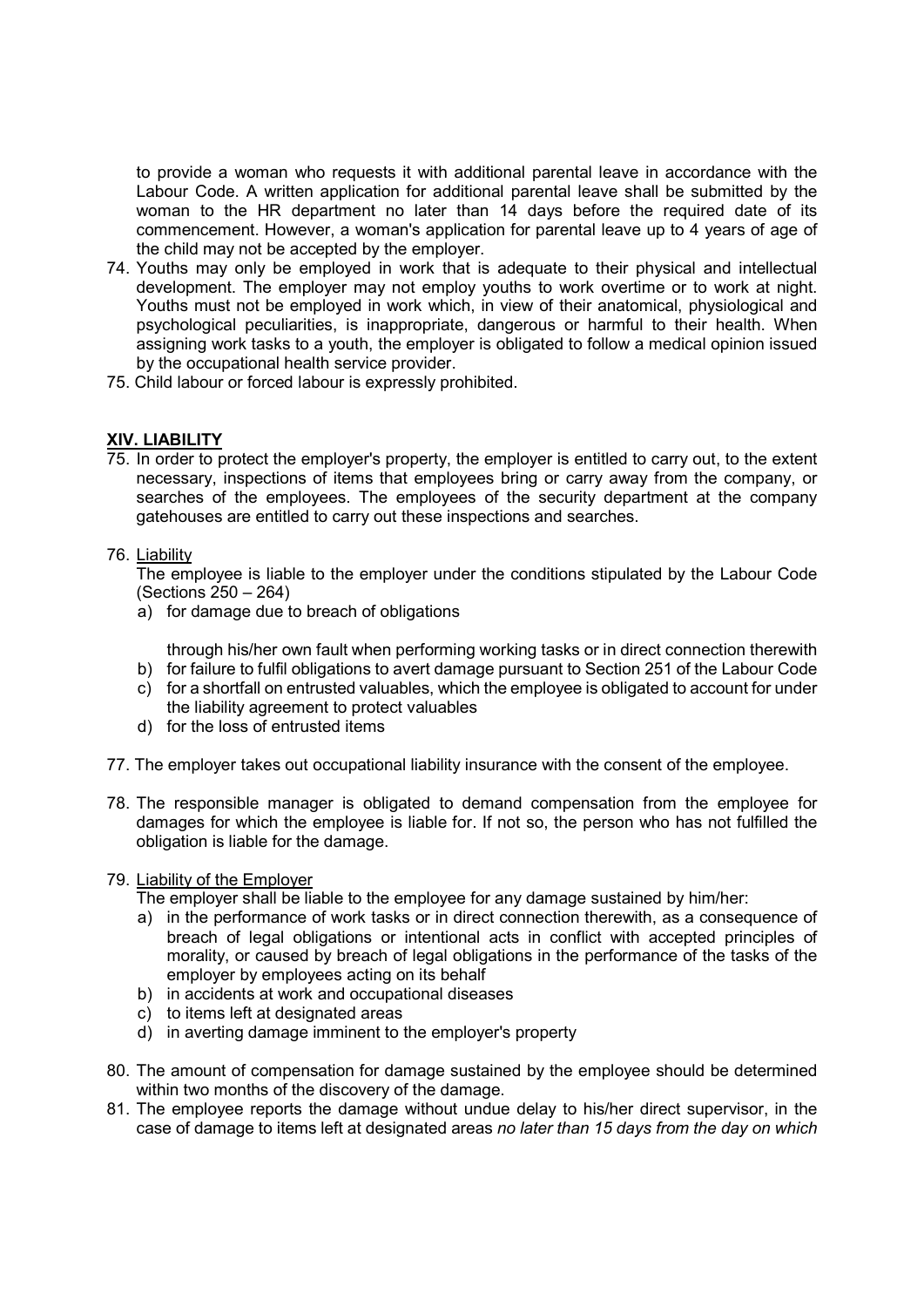to provide a woman who requests it with additional parental leave in accordance with the Labour Code. A written application for additional parental leave shall be submitted by the woman to the HR department no later than 14 days before the required date of its commencement. However, a woman's application for parental leave up to 4 years of age of the child may not be accepted by the employer.

74. Youths may only be employed in work that is adequate to their physical and intellectual development. The employer may not employ youths to work overtime or to work at night. Youths must not be employed in work which, in view of their anatomical, physiological and psychological peculiarities, is inappropriate, dangerous or harmful to their health. When assigning work tasks to a youth, the employer is obligated to follow a medical opinion issued by the occupational health service provider.
75. Child labour or forced labour is expressly prohibited.

## XIV. LIABILITY

75. In order to protect the employer's property, the employer is entitled to carry out, to the extent necessary, inspections of items that employees bring or carry away from the company, or searches of the employees. The employees of the security department at the company gatehouses are entitled to carry out these inspections and searches.

76. Liability

    The employee is liable to the employer under the conditions stipulated by the Labour Code (Sections 250 – 264)

    a) for damage due to breach of obligations

       through his/her own fault when performing working tasks or in direct connection therewith
    b) for failure to fulfil obligations to avert damage pursuant to Section 251 of the Labour Code
    c) for a shortfall on entrusted valuables, which the employee is obligated to account for under the liability agreement to protect valuables
    d) for the loss of entrusted items

77. The employer takes out occupational liability insurance with the consent of the employee.

78. The responsible manager is obligated to demand compensation from the employee for damages for which the employee is liable for. If not so, the person who has not fulfilled the obligation is liable for the damage.

79. Liability of the Employer

    The employer shall be liable to the employee for any damage sustained by him/her:

    a) in the performance of work tasks or in direct connection therewith, as a consequence of breach of legal obligations or intentional acts in conflict with accepted principles of morality, or caused by breach of legal obligations in the performance of the tasks of the employer by employees acting on its behalf
    b) in accidents at work and occupational diseases
    c) to items left at designated areas
    d) in averting damage imminent to the employer's property

80. The amount of compensation for damage sustained by the employee should be determined within two months of the discovery of the damage.
81. The employee reports the damage without undue delay to his/her direct supervisor, in the case of damage to items left at designated areas *no later than 15 days from the day on which*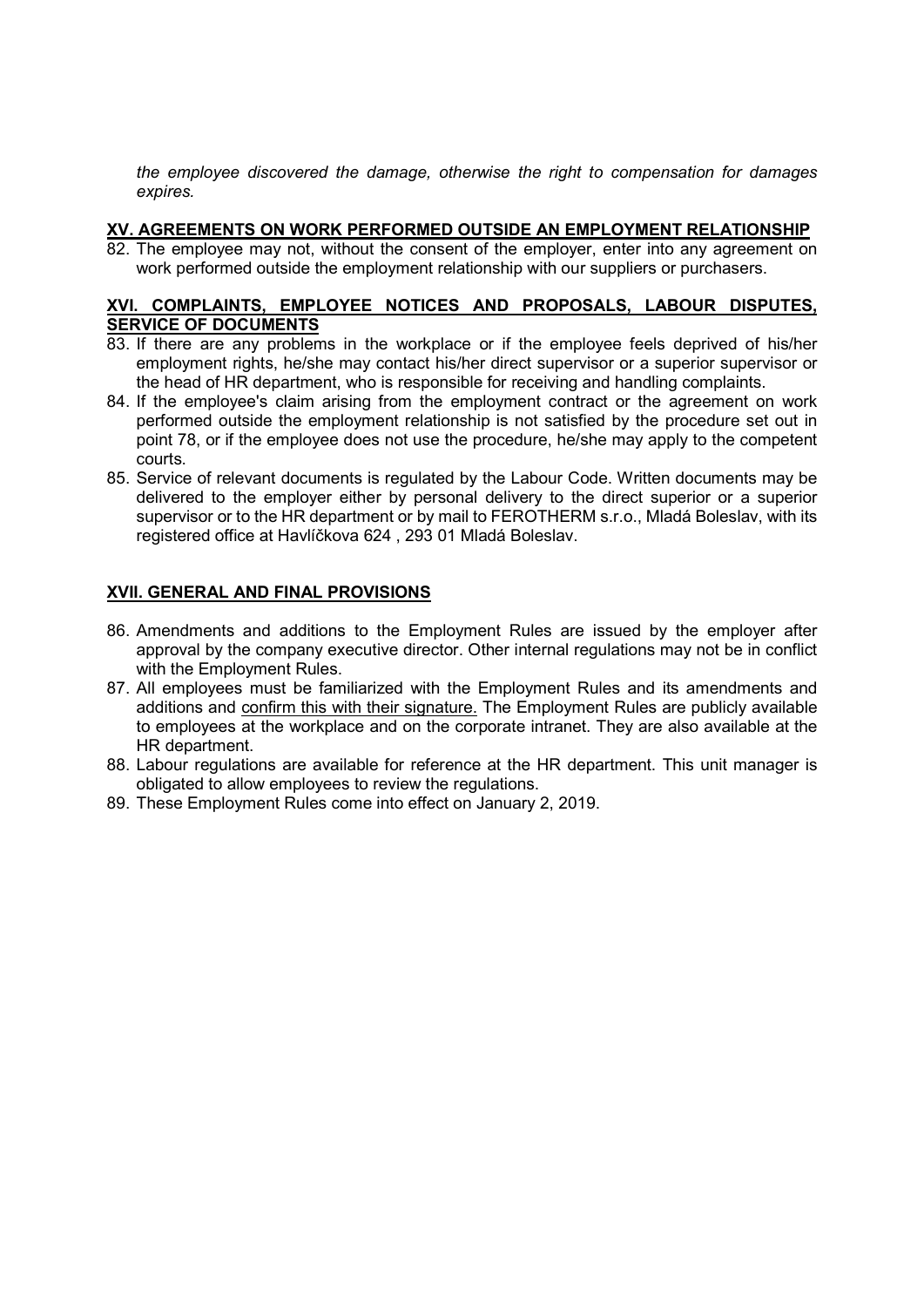*the employee discovered the damage, otherwise the right to compensation for damages expires.*

## XV. AGREEMENTS ON WORK PERFORMED OUTSIDE AN EMPLOYMENT RELATIONSHIP

82. The employee may not, without the consent of the employer, enter into any agreement on work performed outside the employment relationship with our suppliers or purchasers.

## XVI. COMPLAINTS, EMPLOYEE NOTICES AND PROPOSALS, LABOUR DISPUTES, SERVICE OF DOCUMENTS

83. If there are any problems in the workplace or if the employee feels deprived of his/her employment rights, he/she may contact his/her direct supervisor or a superior supervisor or the head of HR department, who is responsible for receiving and handling complaints.
84. If the employee's claim arising from the employment contract or the agreement on work performed outside the employment relationship is not satisfied by the procedure set out in point 78, or if the employee does not use the procedure, he/she may apply to the competent courts.
85. Service of relevant documents is regulated by the Labour Code. Written documents may be delivered to the employer either by personal delivery to the direct superior or a superior supervisor or to the HR department or by mail to FEROTHERM s.r.o., Mladá Boleslav, with its registered office at Havlíčkova 624 , 293 01 Mladá Boleslav.

## XVII. GENERAL AND FINAL PROVISIONS

86. Amendments and additions to the Employment Rules are issued by the employer after approval by the company executive director. Other internal regulations may not be in conflict with the Employment Rules.
87. All employees must be familiarized with the Employment Rules and its amendments and additions and confirm this with their signature. The Employment Rules are publicly available to employees at the workplace and on the corporate intranet. They are also available at the HR department.
88. Labour regulations are available for reference at the HR department. This unit manager is obligated to allow employees to review the regulations.
89. These Employment Rules come into effect on January 2, 2019.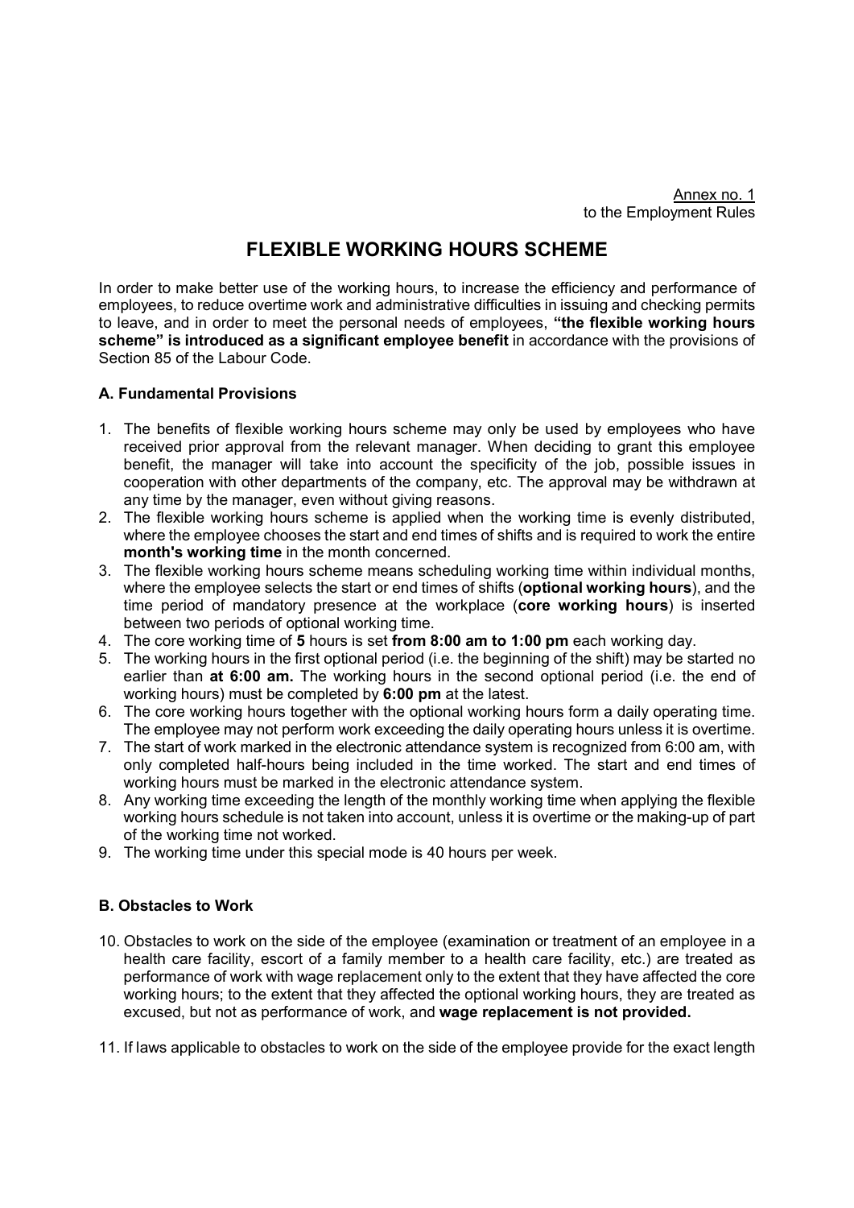<u>Annex no. 1</u>
to the Employment Rules

# FLEXIBLE WORKING HOURS SCHEME

In order to make better use of the working hours, to increase the efficiency and performance of employees, to reduce overtime work and administrative difficulties in issuing and checking permits to leave, and in order to meet the personal needs of employees, **"the flexible working hours scheme" is introduced as a significant employee benefit** in accordance with the provisions of Section 85 of the Labour Code.

### A. Fundamental Provisions

1. The benefits of flexible working hours scheme may only be used by employees who have received prior approval from the relevant manager. When deciding to grant this employee benefit, the manager will take into account the specificity of the job, possible issues in cooperation with other departments of the company, etc. The approval may be withdrawn at any time by the manager, even without giving reasons.
2. The flexible working hours scheme is applied when the working time is evenly distributed, where the employee chooses the start and end times of shifts and is required to work the entire **month's working time** in the month concerned.
3. The flexible working hours scheme means scheduling working time within individual months, where the employee selects the start or end times of shifts (**optional working hours**), and the time period of mandatory presence at the workplace (**core working hours**) is inserted between two periods of optional working time.
4. The core working time of **5** hours is set **from 8:00 am to 1:00 pm** each working day.
5. The working hours in the first optional period (i.e. the beginning of the shift) may be started no earlier than **at 6:00 am.** The working hours in the second optional period (i.e. the end of working hours) must be completed by **6:00 pm** at the latest.
6. The core working hours together with the optional working hours form a daily operating time. The employee may not perform work exceeding the daily operating hours unless it is overtime.
7. The start of work marked in the electronic attendance system is recognized from 6:00 am, with only completed half-hours being included in the time worked. The start and end times of working hours must be marked in the electronic attendance system.
8. Any working time exceeding the length of the monthly working time when applying the flexible working hours schedule is not taken into account, unless it is overtime or the making-up of part of the working time not worked.
9. The working time under this special mode is 40 hours per week.

### B. Obstacles to Work

10. Obstacles to work on the side of the employee (examination or treatment of an employee in a health care facility, escort of a family member to a health care facility, etc.) are treated as performance of work with wage replacement only to the extent that they have affected the core working hours; to the extent that they affected the optional working hours, they are treated as excused, but not as performance of work, and **wage replacement is not provided.**
11. If laws applicable to obstacles to work on the side of the employee provide for the exact length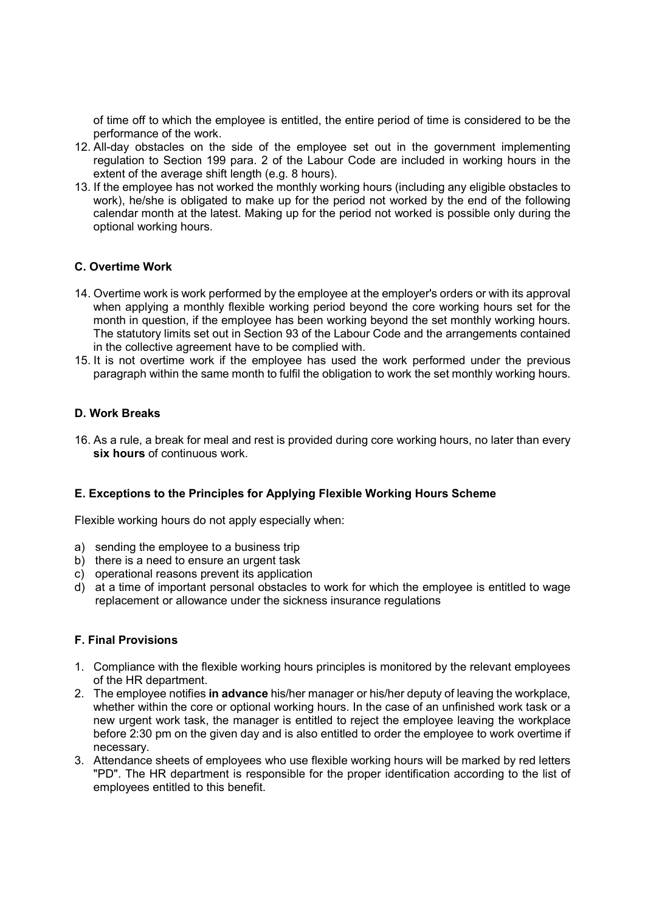of time off to which the employee is entitled, the entire period of time is considered to be the performance of the work.

12. All-day obstacles on the side of the employee set out in the government implementing regulation to Section 199 para. 2 of the Labour Code are included in working hours in the extent of the average shift length (e.g. 8 hours).
13. If the employee has not worked the monthly working hours (including any eligible obstacles to work), he/she is obligated to make up for the period not worked by the end of the following calendar month at the latest. Making up for the period not worked is possible only during the optional working hours.

### C. Overtime Work

14. Overtime work is work performed by the employee at the employer's orders or with its approval when applying a monthly flexible working period beyond the core working hours set for the month in question, if the employee has been working beyond the set monthly working hours. The statutory limits set out in Section 93 of the Labour Code and the arrangements contained in the collective agreement have to be complied with.
15. It is not overtime work if the employee has used the work performed under the previous paragraph within the same month to fulfil the obligation to work the set monthly working hours.

### D. Work Breaks

16. As a rule, a break for meal and rest is provided during core working hours, no later than every **six hours** of continuous work.

### E. Exceptions to the Principles for Applying Flexible Working Hours Scheme

Flexible working hours do not apply especially when:

a) sending the employee to a business trip
b) there is a need to ensure an urgent task
c) operational reasons prevent its application
d) at a time of important personal obstacles to work for which the employee is entitled to wage replacement or allowance under the sickness insurance regulations

### F. Final Provisions

1. Compliance with the flexible working hours principles is monitored by the relevant employees of the HR department.
2. The employee notifies **in advance** his/her manager or his/her deputy of leaving the workplace, whether within the core or optional working hours. In the case of an unfinished work task or a new urgent work task, the manager is entitled to reject the employee leaving the workplace before 2:30 pm on the given day and is also entitled to order the employee to work overtime if necessary.
3. Attendance sheets of employees who use flexible working hours will be marked by red letters "PD". The HR department is responsible for the proper identification according to the list of employees entitled to this benefit.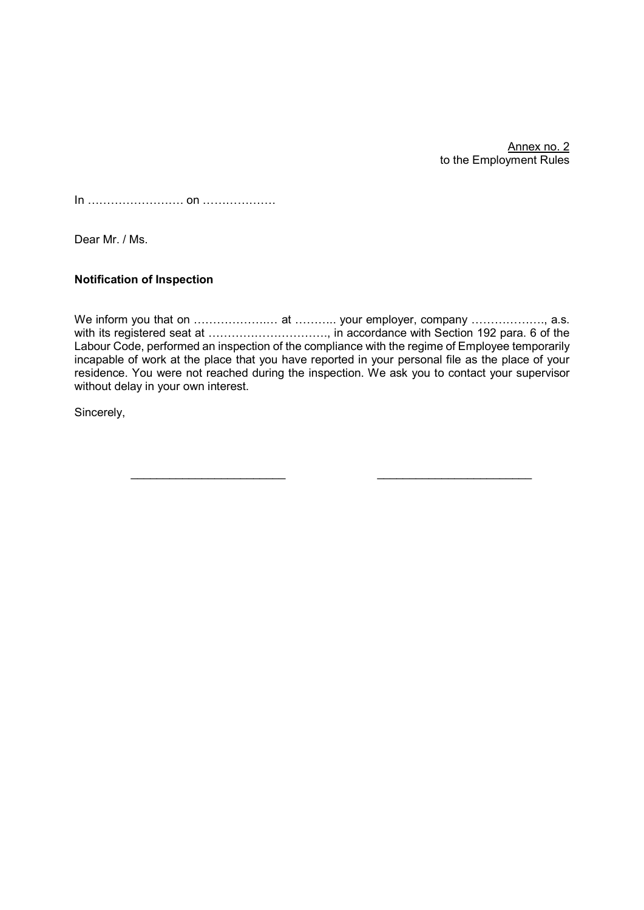Annex no. 2
to the Employment Rules

In ……………………. on ……………….

Dear Mr. / Ms.

**Notification of Inspection**

We inform you that on ………………..… at ……….. your employer, company ………………., a.s. with its registered seat at …………………………., in accordance with Section 192 para. 6 of the Labour Code, performed an inspection of the compliance with the regime of Employee temporarily incapable of work at the place that you have reported in your personal file as the place of your residence. You were not reached during the inspection. We ask you to contact your supervisor without delay in your own interest.

Sincerely,

\_\_\_\_\_\_\_\_\_\_\_\_\_\_\_\_\_\_\_\_\_\_\_\_ \_\_\_\_\_\_\_\_\_\_\_\_\_\_\_\_\_\_\_\_\_\_\_\_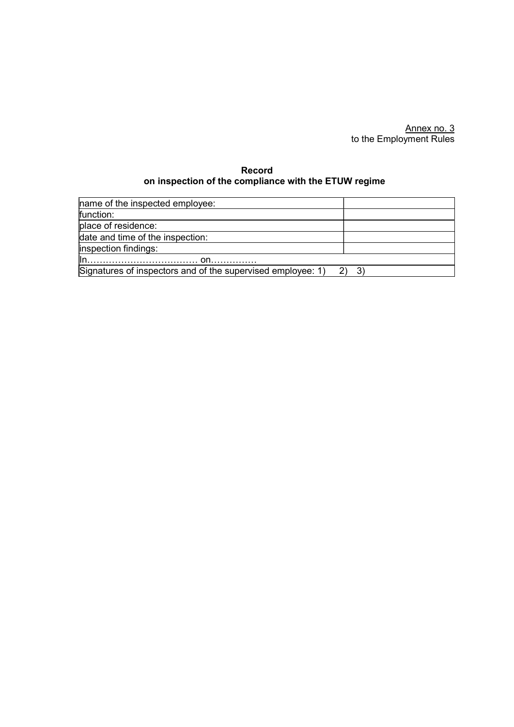Annex no. 3
to the Employment Rules

**Record**
**on inspection of the compliance with the ETUW regime**

| | |
|---|---|
| name of the inspected employee: | |
| function: | |
| place of residence: | |
| date and time of the inspection: | |
| inspection findings: | |
| In……………………………… on…………… | |
| Signatures of inspectors and of the supervised employee: 1) 2) 3) | |